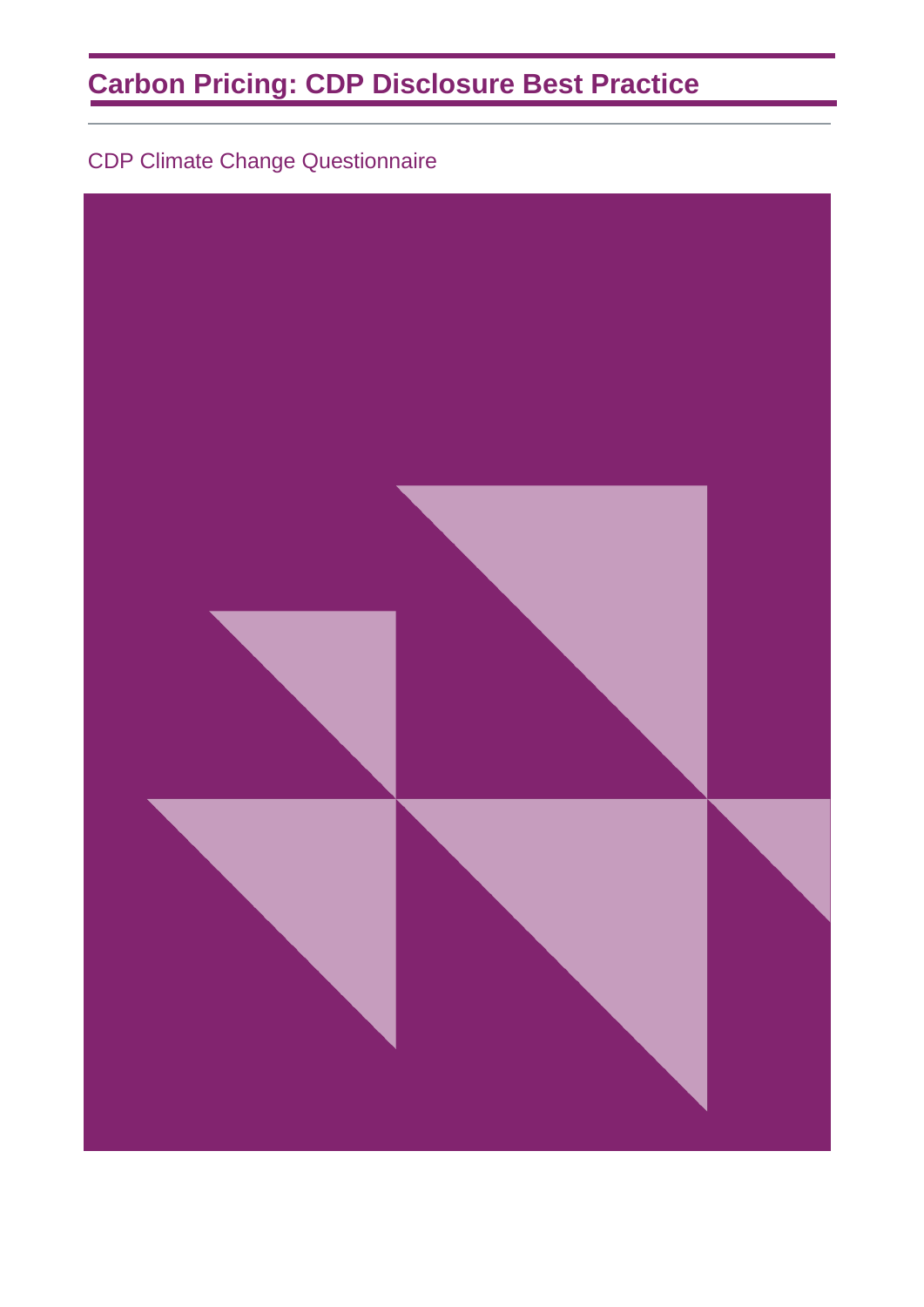# Carbon Pricing: CDP Disclosure Best Practice

CDP Climate Change Questionnaire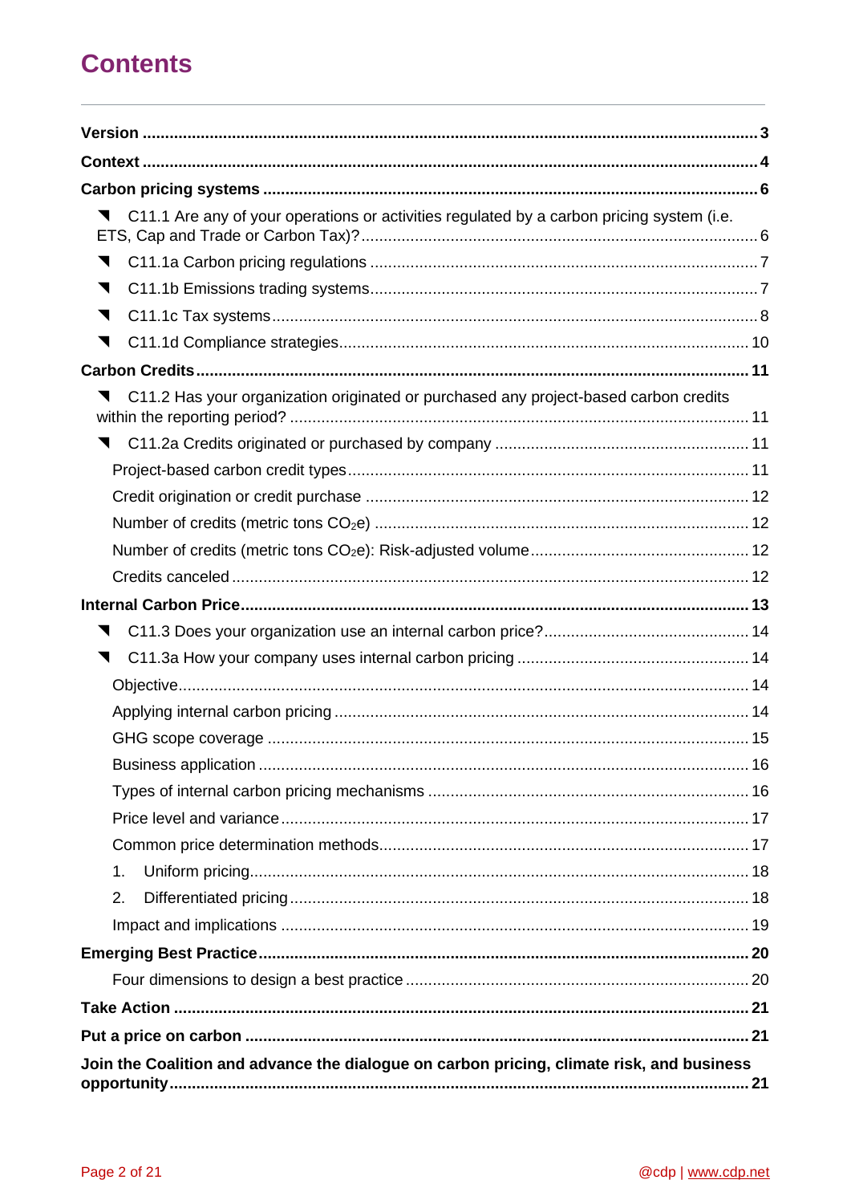# Contents

**Version** ..... **3**

**Context** ..... **4**

**Carbon pricing systems** ..... **6**

- C11.1 Are any of your operations or activities regulated by a carbon pricing system (i.e. ETS, Cap and Trade or Carbon Tax)? ..... 6
- C11.1a Carbon pricing regulations ..... 7
- C11.1b Emissions trading systems ..... 7
- C11.1c Tax systems ..... 8
- C11.1d Compliance strategies ..... 10

**Carbon Credits** ..... **11**

- C11.2 Has your organization originated or purchased any project-based carbon credits within the reporting period? ..... 11
- C11.2a Credits originated or purchased by company ..... 11
  - Project-based carbon credit types ..... 11
  - Credit origination or credit purchase ..... 12
  - Number of credits (metric tons $CO_2$e) ..... 12
  - Number of credits (metric tons $CO_2$e): Risk-adjusted volume ..... 12
  - Credits canceled ..... 12

**Internal Carbon Price** ..... **13**

- C11.3 Does your organization use an internal carbon price? ..... 14
- C11.3a How your company uses internal carbon pricing ..... 14
  - Objective ..... 14
  - Applying internal carbon pricing ..... 14
  - GHG scope coverage ..... 15
  - Business application ..... 16
  - Types of internal carbon pricing mechanisms ..... 16
  - Price level and variance ..... 17
  - Common price determination methods ..... 17
    1. Uniform pricing ..... 18
    2. Differentiated pricing ..... 18
  - Impact and implications ..... 19

**Emerging Best Practice** ..... **20**

- Four dimensions to design a best practice ..... 20

**Take Action** ..... **21**

**Put a price on carbon** ..... **21**

**Join the Coalition and advance the dialogue on carbon pricing, climate risk, and business opportunity** ..... **21**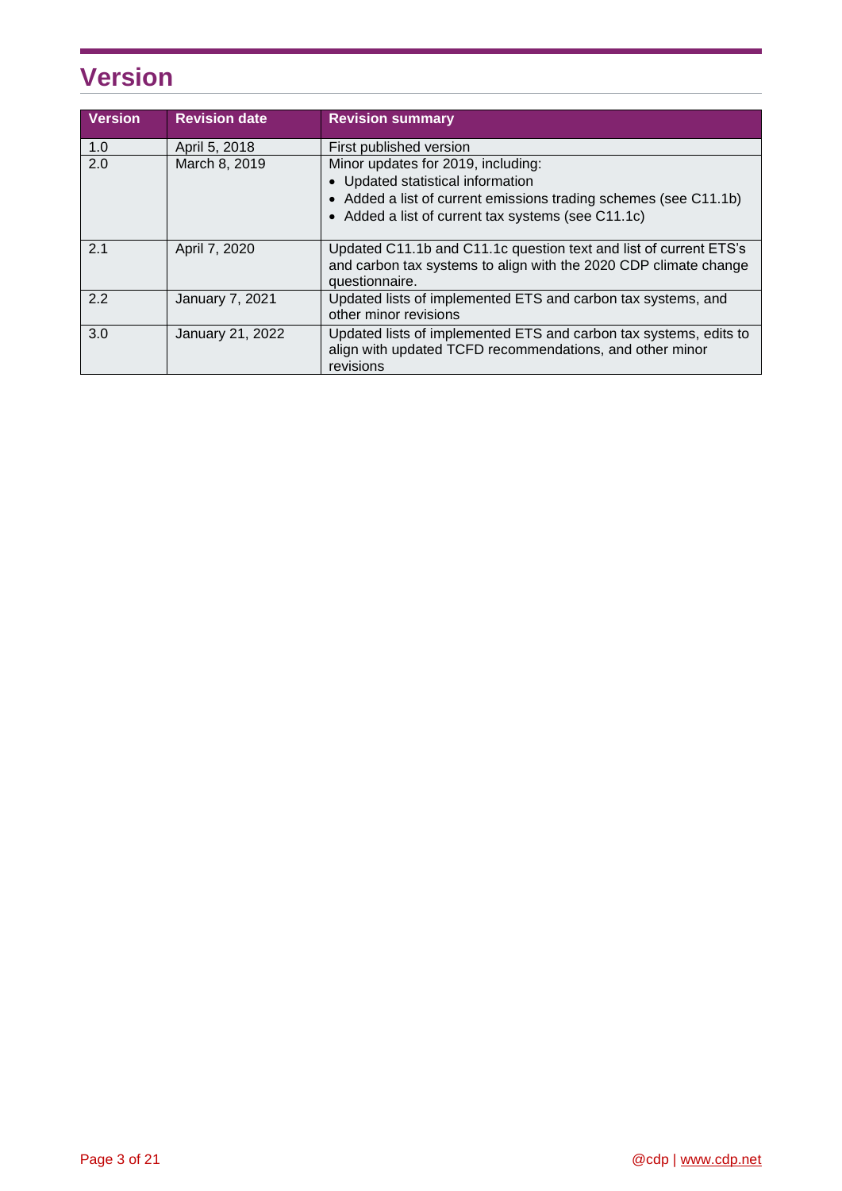# Version

| Version | Revision date | Revision summary |
|---|---|---|
| 1.0 | April 5, 2018 | First published version |
| 2.0 | March 8, 2019 | Minor updates for 2019, including:<br>• Updated statistical information<br>• Added a list of current emissions trading schemes (see C11.1b)<br>• Added a list of current tax systems (see C11.1c) |
| 2.1 | April 7, 2020 | Updated C11.1b and C11.1c question text and list of current ETS's and carbon tax systems to align with the 2020 CDP climate change questionnaire. |
| 2.2 | January 7, 2021 | Updated lists of implemented ETS and carbon tax systems, and other minor revisions |
| 3.0 | January 21, 2022 | Updated lists of implemented ETS and carbon tax systems, edits to align with updated TCFD recommendations, and other minor revisions |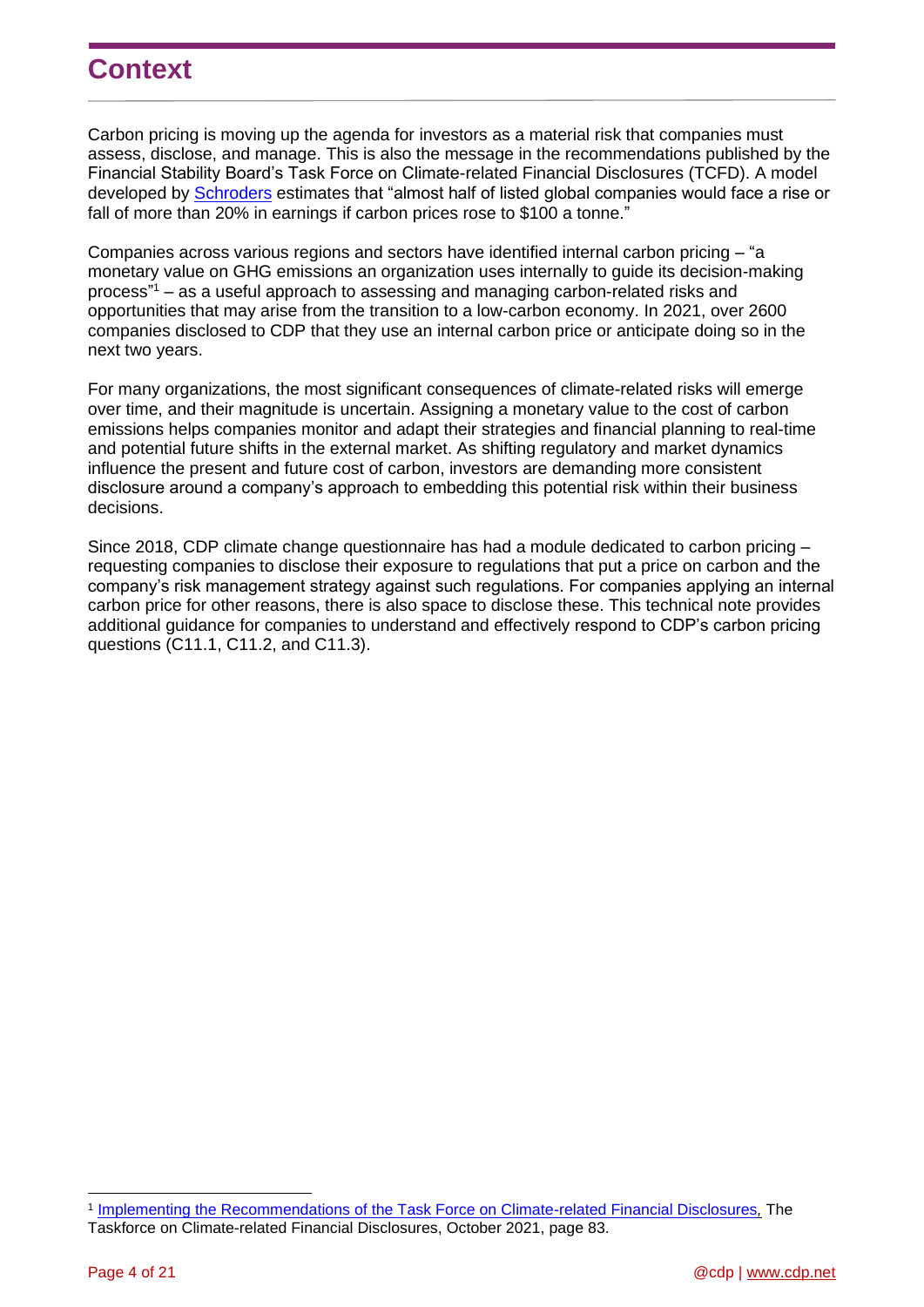# Context

Carbon pricing is moving up the agenda for investors as a material risk that companies must assess, disclose, and manage. This is also the message in the recommendations published by the Financial Stability Board's Task Force on Climate-related Financial Disclosures (TCFD). A model developed by Schroders estimates that "almost half of listed global companies would face a rise or fall of more than 20% in earnings if carbon prices rose to $100 a tonne."

Companies across various regions and sectors have identified internal carbon pricing – "a monetary value on GHG emissions an organization uses internally to guide its decision-making process"[1] – as a useful approach to assessing and managing carbon-related risks and opportunities that may arise from the transition to a low-carbon economy. In 2021, over 2600 companies disclosed to CDP that they use an internal carbon price or anticipate doing so in the next two years.

For many organizations, the most significant consequences of climate-related risks will emerge over time, and their magnitude is uncertain. Assigning a monetary value to the cost of carbon emissions helps companies monitor and adapt their strategies and financial planning to real-time and potential future shifts in the external market. As shifting regulatory and market dynamics influence the present and future cost of carbon, investors are demanding more consistent disclosure around a company's approach to embedding this potential risk within their business decisions.

Since 2018, CDP climate change questionnaire has had a module dedicated to carbon pricing – requesting companies to disclose their exposure to regulations that put a price on carbon and the company's risk management strategy against such regulations. For companies applying an internal carbon price for other reasons, there is also space to disclose these. This technical note provides additional guidance for companies to understand and effectively respond to CDP's carbon pricing questions (C11.1, C11.2, and C11.3).

---

[1] Implementing the Recommendations of the Task Force on Climate-related Financial Disclosures, The Taskforce on Climate-related Financial Disclosures, October 2021, page 83.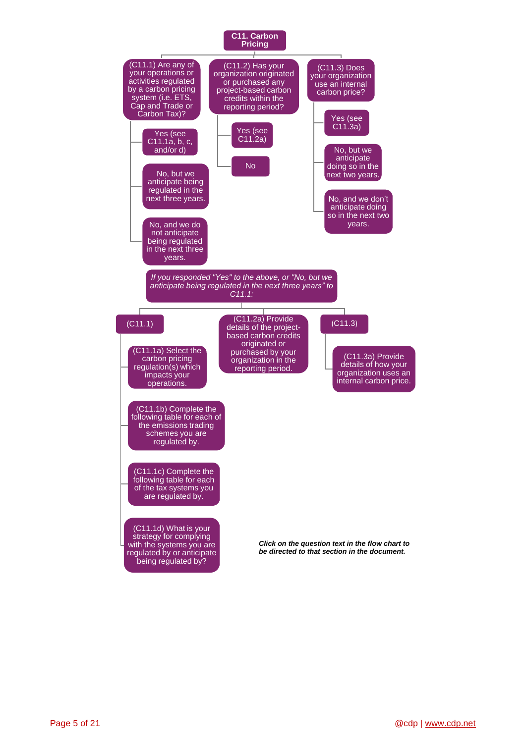# C11. Carbon Pricing

- (C11.1) Are any of your operations or activities regulated by a carbon pricing system (i.e. ETS, Cap and Trade or Carbon Tax)?
  - Yes (see C11.1a, b, c, and/or d)
  - No, but we anticipate being regulated in the next three years.
  - No, and we do not anticipate being regulated in the next three years.
- (C11.2) Has your organization originated or purchased any project-based carbon credits within the reporting period?
  - Yes (see C11.2a)
  - No
- (C11.3) Does your organization use an internal carbon price?
  - Yes (see C11.3a)
  - No, but we anticipate doing so in the next two years.
  - No, and we don't anticipate doing so in the next two years.

*If you responded "Yes" to the above, or "No, but we anticipate being regulated in the next three years" to C11.1:*

- (C11.1)
  - (C11.1a) Select the carbon pricing regulation(s) which impacts your operations.
  - (C11.1b) Complete the following table for each of the emissions trading schemes you are regulated by.
  - (C11.1c) Complete the following table for each of the tax systems you are regulated by.
  - (C11.1d) What is your strategy for complying with the systems you are regulated by or anticipate being regulated by?
- (C11.2a) Provide details of the project-based carbon credits originated or purchased by your organization in the reporting period.
- (C11.3)
  - (C11.3a) Provide details of how your organization uses an internal carbon price.

***Click on the question text in the flow chart to be directed to that section in the document.***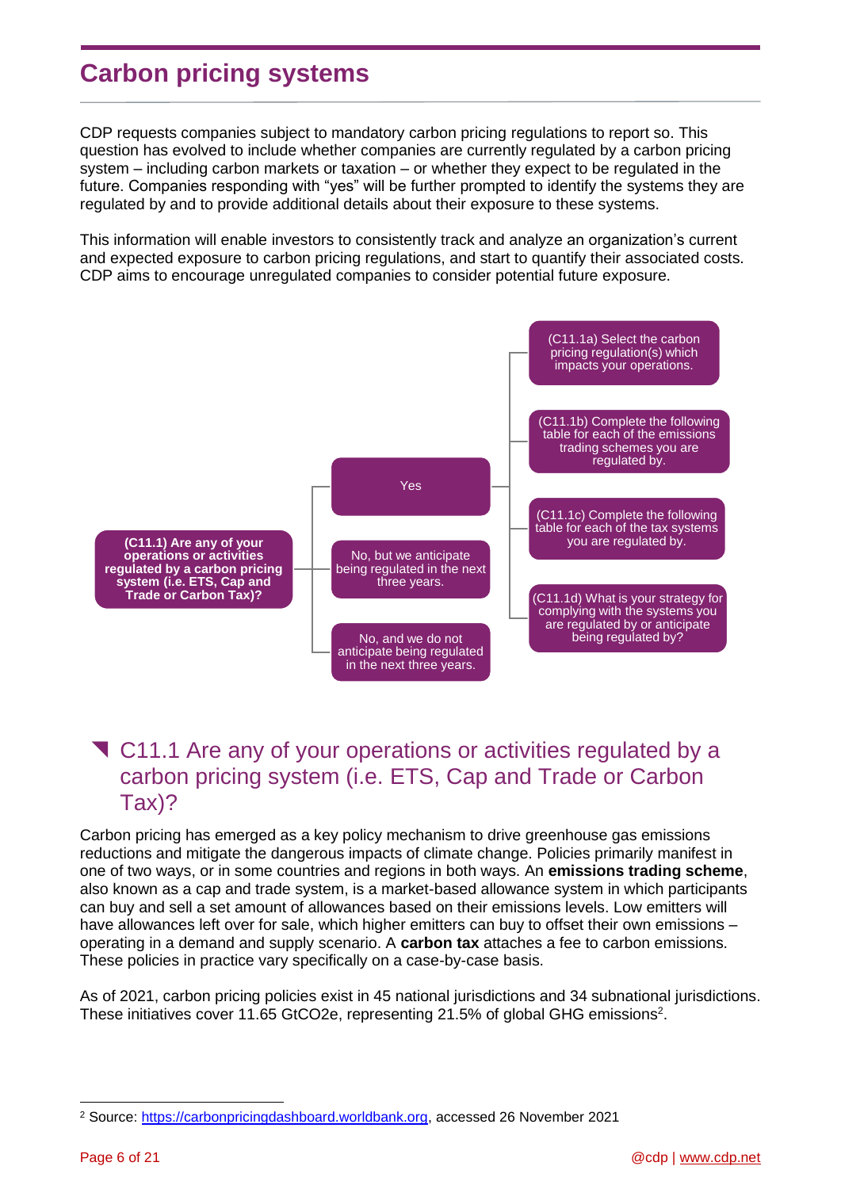# Carbon pricing systems

CDP requests companies subject to mandatory carbon pricing regulations to report so. This question has evolved to include whether companies are currently regulated by a carbon pricing system – including carbon markets or taxation – or whether they expect to be regulated in the future. Companies responding with "yes" will be further prompted to identify the systems they are regulated by and to provide additional details about their exposure to these systems.

This information will enable investors to consistently track and analyze an organization's current and expected exposure to carbon pricing regulations, and start to quantify their associated costs. CDP aims to encourage unregulated companies to consider potential future exposure.

**(C11.1) Are any of your operations or activities regulated by a carbon pricing system (i.e. ETS, Cap and Trade or Carbon Tax)?**

- Yes
  - (C11.1a) Select the carbon pricing regulation(s) which impacts your operations.
  - (C11.1b) Complete the following table for each of the emissions trading schemes you are regulated by.
  - (C11.1c) Complete the following table for each of the tax systems you are regulated by.
  - (C11.1d) What is your strategy for complying with the systems you are regulated by or anticipate being regulated by?
- No, but we anticipate being regulated in the next three years.
- No, and we do not anticipate being regulated in the next three years.

## C11.1 Are any of your operations or activities regulated by a carbon pricing system (i.e. ETS, Cap and Trade or Carbon Tax)?

Carbon pricing has emerged as a key policy mechanism to drive greenhouse gas emissions reductions and mitigate the dangerous impacts of climate change. Policies primarily manifest in one of two ways, or in some countries and regions in both ways. An **emissions trading scheme**, also known as a cap and trade system, is a market-based allowance system in which participants can buy and sell a set amount of allowances based on their emissions levels. Low emitters will have allowances left over for sale, which higher emitters can buy to offset their own emissions – operating in a demand and supply scenario. A **carbon tax** attaches a fee to carbon emissions. These policies in practice vary specifically on a case-by-case basis.

As of 2021, carbon pricing policies exist in 45 national jurisdictions and 34 subnational jurisdictions. These initiatives cover 11.65 $GtCO_2e$, representing 21.5% of global GHG emissions[2].

[2] Source: https://carbonpricingdashboard.worldbank.org, accessed 26 November 2021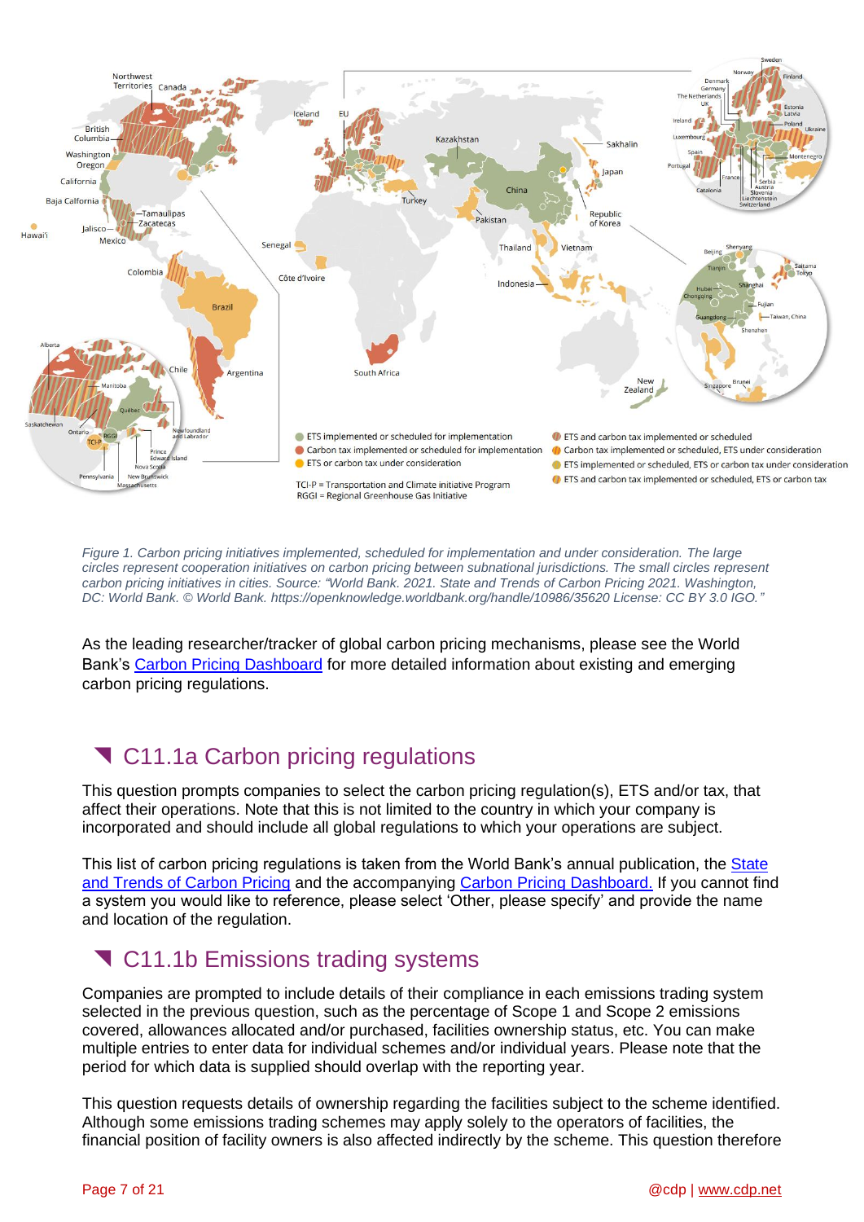*Figure 1. Carbon pricing initiatives implemented, scheduled for implementation and under consideration. The large circles represent cooperation initiatives on carbon pricing between subnational jurisdictions. The small circles represent carbon pricing initiatives in cities. Source: "World Bank. 2021. State and Trends of Carbon Pricing 2021. Washington, DC: World Bank. © World Bank. https://openknowledge.worldbank.org/handle/10986/35620 License: CC BY 3.0 IGO."*

As the leading researcher/tracker of global carbon pricing mechanisms, please see the World Bank's [Carbon Pricing Dashboard] for more detailed information about existing and emerging carbon pricing regulations.

## C11.1a Carbon pricing regulations

This question prompts companies to select the carbon pricing regulation(s), ETS and/or tax, that affect their operations. Note that this is not limited to the country in which your company is incorporated and should include all global regulations to which your operations are subject.

This list of carbon pricing regulations is taken from the World Bank's annual publication, the [State and Trends of Carbon Pricing] and the accompanying [Carbon Pricing Dashboard.] If you cannot find a system you would like to reference, please select 'Other, please specify' and provide the name and location of the regulation.

## C11.1b Emissions trading systems

Companies are prompted to include details of their compliance in each emissions trading system selected in the previous question, such as the percentage of Scope 1 and Scope 2 emissions covered, allowances allocated and/or purchased, facilities ownership status, etc. You can make multiple entries to enter data for individual schemes and/or individual years. Please note that the period for which data is supplied should overlap with the reporting year.

This question requests details of ownership regarding the facilities subject to the scheme identified. Although some emissions trading schemes may apply solely to the operators of facilities, the financial position of facility owners is also affected indirectly by the scheme. This question therefore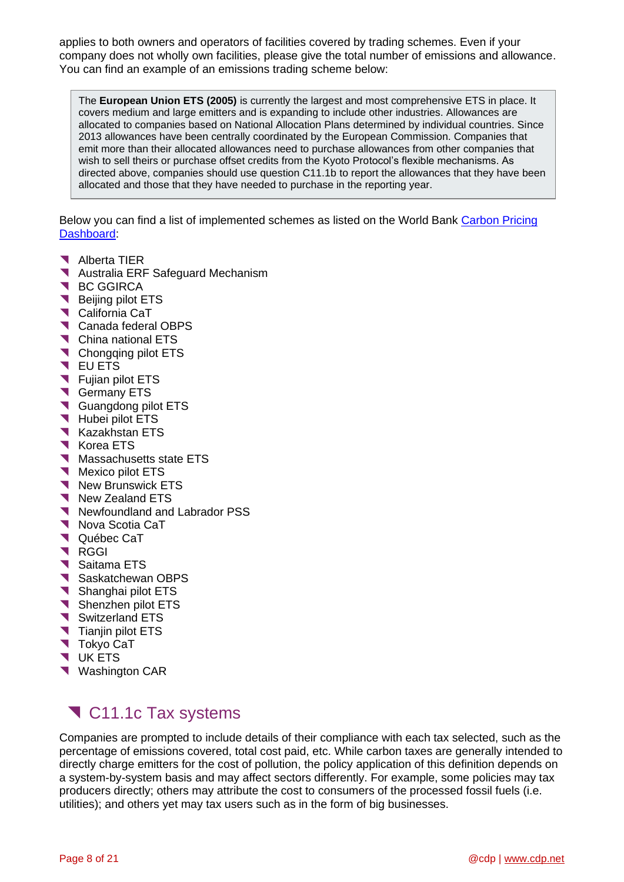applies to both owners and operators of facilities covered by trading schemes. Even if your company does not wholly own facilities, please give the total number of emissions and allowance. You can find an example of an emissions trading scheme below:

> The **European Union ETS (2005)** is currently the largest and most comprehensive ETS in place. It covers medium and large emitters and is expanding to include other industries. Allowances are allocated to companies based on National Allocation Plans determined by individual countries. Since 2013 allowances have been centrally coordinated by the European Commission. Companies that emit more than their allocated allowances need to purchase allowances from other companies that wish to sell theirs or purchase offset credits from the Kyoto Protocol's flexible mechanisms. As directed above, companies should use question C11.1b to report the allowances that they have been allocated and those that they have needed to purchase in the reporting year.

Below you can find a list of implemented schemes as listed on the World Bank Carbon Pricing Dashboard:

- Alberta TIER
- Australia ERF Safeguard Mechanism
- BC GGIRCA
- Beijing pilot ETS
- California CaT
- Canada federal OBPS
- China national ETS
- Chongqing pilot ETS
- EU ETS
- Fujian pilot ETS
- Germany ETS
- Guangdong pilot ETS
- Hubei pilot ETS
- Kazakhstan ETS
- Korea ETS
- Massachusetts state ETS
- Mexico pilot ETS
- New Brunswick ETS
- New Zealand ETS
- Newfoundland and Labrador PSS
- Nova Scotia CaT
- Québec CaT
- RGGI
- Saitama ETS
- Saskatchewan OBPS
- Shanghai pilot ETS
- Shenzhen pilot ETS
- Switzerland ETS
- Tianjin pilot ETS
- Tokyo CaT
- UK ETS
- Washington CAR

## C11.1c Tax systems

Companies are prompted to include details of their compliance with each tax selected, such as the percentage of emissions covered, total cost paid, etc. While carbon taxes are generally intended to directly charge emitters for the cost of pollution, the policy application of this definition depends on a system-by-system basis and may affect sectors differently. For example, some policies may tax producers directly; others may attribute the cost to consumers of the processed fossil fuels (i.e. utilities); and others yet may tax users such as in the form of big businesses.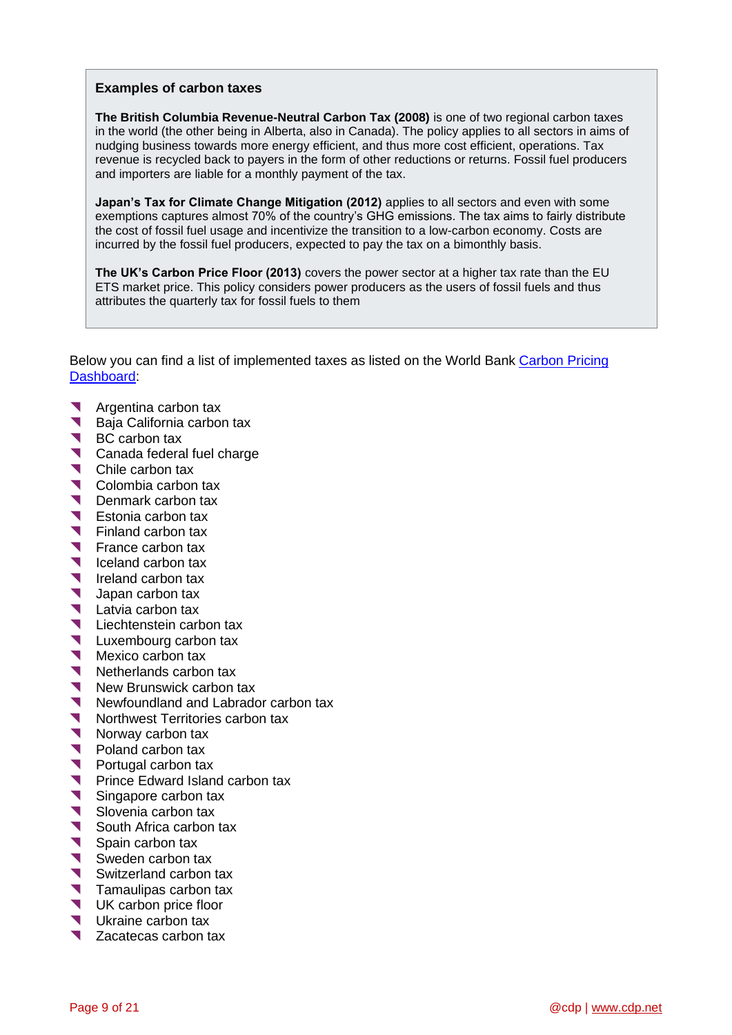**Examples of carbon taxes**

**The British Columbia Revenue-Neutral Carbon Tax (2008)** is one of two regional carbon taxes in the world (the other being in Alberta, also in Canada). The policy applies to all sectors in aims of nudging business towards more energy efficient, and thus more cost efficient, operations. Tax revenue is recycled back to payers in the form of other reductions or returns. Fossil fuel producers and importers are liable for a monthly payment of the tax.

**Japan's Tax for Climate Change Mitigation (2012)** applies to all sectors and even with some exemptions captures almost 70% of the country's GHG emissions. The tax aims to fairly distribute the cost of fossil fuel usage and incentivize the transition to a low-carbon economy. Costs are incurred by the fossil fuel producers, expected to pay the tax on a bimonthly basis.

**The UK's Carbon Price Floor (2013)** covers the power sector at a higher tax rate than the EU ETS market price. This policy considers power producers as the users of fossil fuels and thus attributes the quarterly tax for fossil fuels to them

Below you can find a list of implemented taxes as listed on the World Bank [Carbon Pricing Dashboard](https://carbonpricingdashboard.worldbank.org/):

- Argentina carbon tax
- Baja California carbon tax
- BC carbon tax
- Canada federal fuel charge
- Chile carbon tax
- Colombia carbon tax
- Denmark carbon tax
- Estonia carbon tax
- Finland carbon tax
- France carbon tax
- Iceland carbon tax
- Ireland carbon tax
- Japan carbon tax
- Latvia carbon tax
- Liechtenstein carbon tax
- Luxembourg carbon tax
- Mexico carbon tax
- Netherlands carbon tax
- New Brunswick carbon tax
- Newfoundland and Labrador carbon tax
- Northwest Territories carbon tax
- Norway carbon tax
- Poland carbon tax
- Portugal carbon tax
- Prince Edward Island carbon tax
- Singapore carbon tax
- Slovenia carbon tax
- South Africa carbon tax
- Spain carbon tax
- Sweden carbon tax
- Switzerland carbon tax
- Tamaulipas carbon tax
- UK carbon price floor
- Ukraine carbon tax
- Zacatecas carbon tax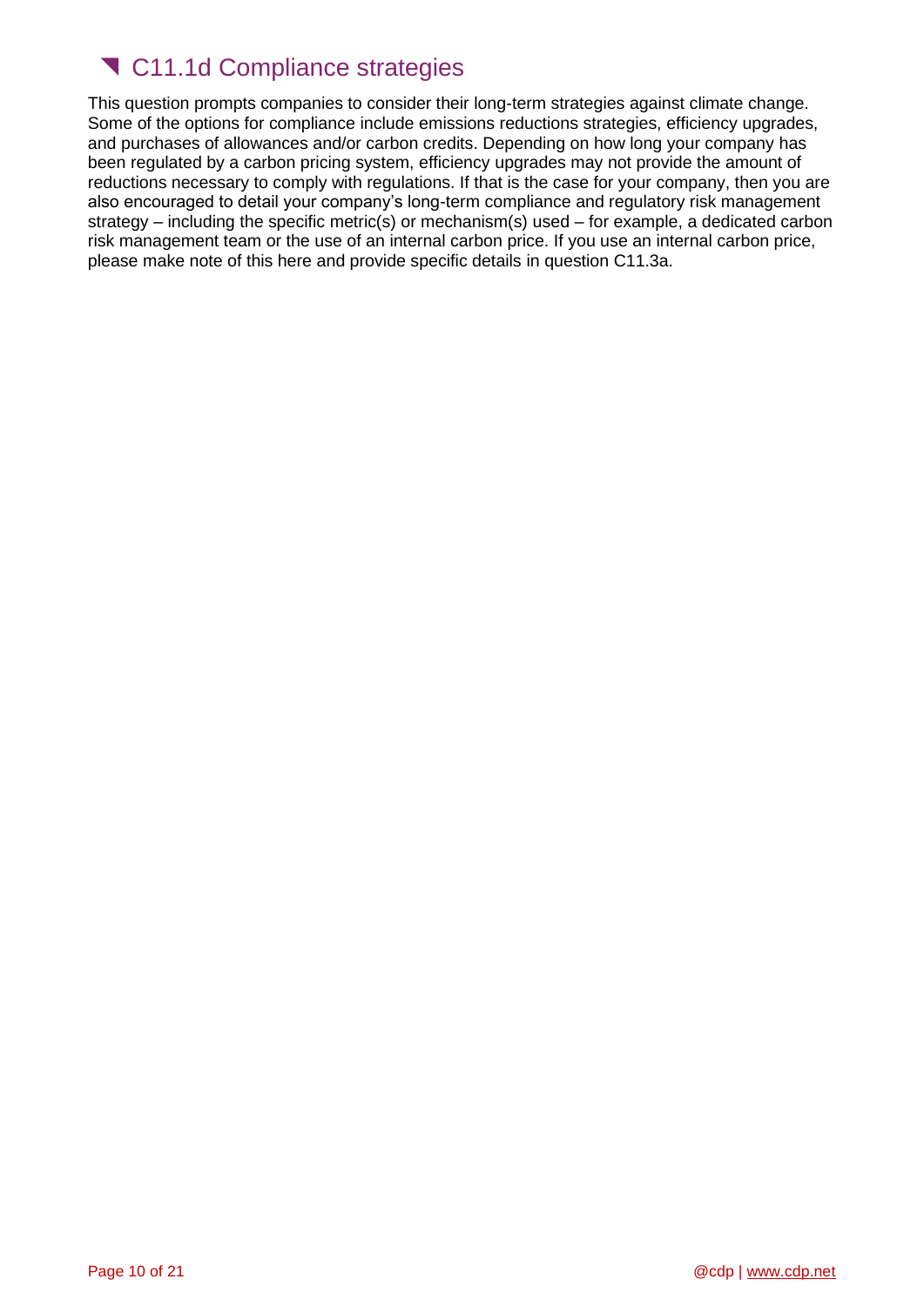## C11.1d Compliance strategies

This question prompts companies to consider their long-term strategies against climate change. Some of the options for compliance include emissions reductions strategies, efficiency upgrades, and purchases of allowances and/or carbon credits. Depending on how long your company has been regulated by a carbon pricing system, efficiency upgrades may not provide the amount of reductions necessary to comply with regulations. If that is the case for your company, then you are also encouraged to detail your company's long-term compliance and regulatory risk management strategy – including the specific metric(s) or mechanism(s) used – for example, a dedicated carbon risk management team or the use of an internal carbon price. If you use an internal carbon price, please make note of this here and provide specific details in question C11.3a.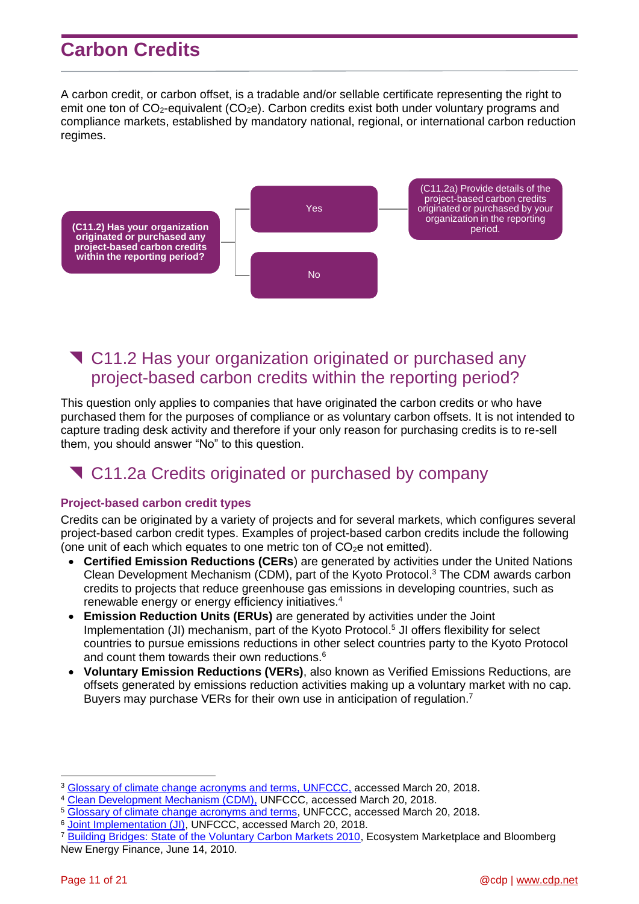# Carbon Credits

A carbon credit, or carbon offset, is a tradable and/or sellable certificate representing the right to emit one ton of $CO_2$-equivalent ($CO_2e$). Carbon credits exist both under voluntary programs and compliance markets, established by mandatory national, regional, or international carbon reduction regimes.

**(C11.2) Has your organization originated or purchased any project-based carbon credits within the reporting period?**

- Yes → (C11.2a) Provide details of the project-based carbon credits originated or purchased by your organization in the reporting period.
- No

## C11.2 Has your organization originated or purchased any project-based carbon credits within the reporting period?

This question only applies to companies that have originated the carbon credits or who have purchased them for the purposes of compliance or as voluntary carbon offsets. It is not intended to capture trading desk activity and therefore if your only reason for purchasing credits is to re-sell them, you should answer "No" to this question.

## C11.2a Credits originated or purchased by company

### Project-based carbon credit types

Credits can be originated by a variety of projects and for several markets, which configures several project-based carbon credit types. Examples of project-based carbon credits include the following (one unit of each which equates to one metric ton of $CO_2e$ not emitted).

- **Certified Emission Reductions (CERs**) are generated by activities under the United Nations Clean Development Mechanism (CDM), part of the Kyoto Protocol.[3] The CDM awards carbon credits to projects that reduce greenhouse gas emissions in developing countries, such as renewable energy or energy efficiency initiatives.[4]
- **Emission Reduction Units (ERUs)** are generated by activities under the Joint Implementation (JI) mechanism, part of the Kyoto Protocol.[5] JI offers flexibility for select countries to pursue emissions reductions in other select countries party to the Kyoto Protocol and count them towards their own reductions.[6]
- **Voluntary Emission Reductions (VERs)**, also known as Verified Emissions Reductions, are offsets generated by emissions reduction activities making up a voluntary market with no cap. Buyers may purchase VERs for their own use in anticipation of regulation.[7]

---

[3] Glossary of climate change acronyms and terms, UNFCCC, accessed March 20, 2018.
[4] Clean Development Mechanism (CDM), UNFCCC, accessed March 20, 2018.
[5] Glossary of climate change acronyms and terms, UNFCCC, accessed March 20, 2018.
[6] Joint Implementation (JI), UNFCCC, accessed March 20, 2018.
[7] Building Bridges: State of the Voluntary Carbon Markets 2010, Ecosystem Marketplace and Bloomberg New Energy Finance, June 14, 2010.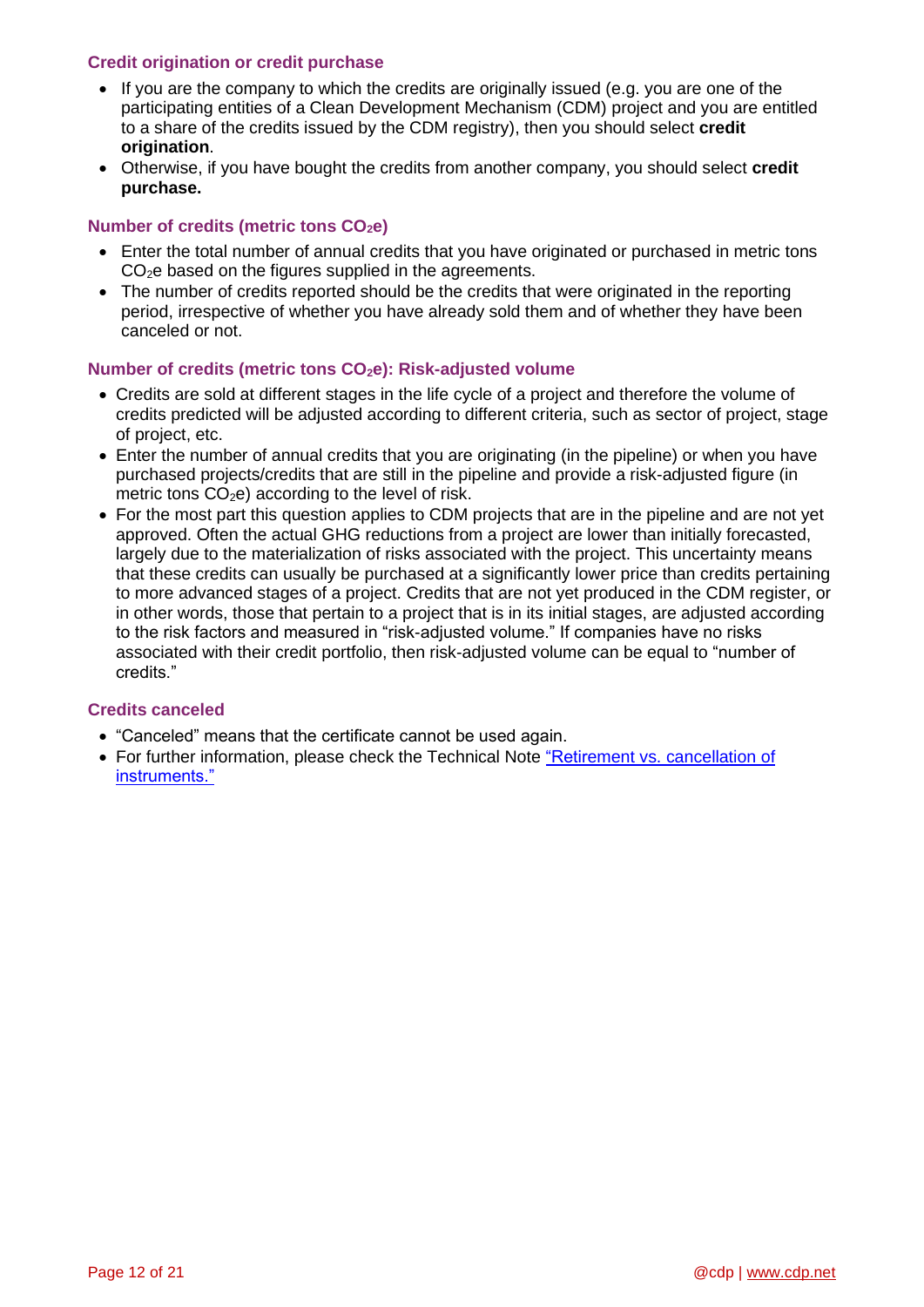### Credit origination or credit purchase

- If you are the company to which the credits are originally issued (e.g. you are one of the participating entities of a Clean Development Mechanism (CDM) project and you are entitled to a share of the credits issued by the CDM registry), then you should select **credit origination**.
- Otherwise, if you have bought the credits from another company, you should select **credit purchase.**

### Number of credits (metric tons $CO_2e$)

- Enter the total number of annual credits that you have originated or purchased in metric tons $CO_2e$ based on the figures supplied in the agreements.
- The number of credits reported should be the credits that were originated in the reporting period, irrespective of whether you have already sold them and of whether they have been canceled or not.

### Number of credits (metric tons $CO_2e$): Risk-adjusted volume

- Credits are sold at different stages in the life cycle of a project and therefore the volume of credits predicted will be adjusted according to different criteria, such as sector of project, stage of project, etc.
- Enter the number of annual credits that you are originating (in the pipeline) or when you have purchased projects/credits that are still in the pipeline and provide a risk-adjusted figure (in metric tons $CO_2e$) according to the level of risk.
- For the most part this question applies to CDM projects that are in the pipeline and are not yet approved. Often the actual GHG reductions from a project are lower than initially forecasted, largely due to the materialization of risks associated with the project. This uncertainty means that these credits can usually be purchased at a significantly lower price than credits pertaining to more advanced stages of a project. Credits that are not yet produced in the CDM register, or in other words, those that pertain to a project that is in its initial stages, are adjusted according to the risk factors and measured in "risk-adjusted volume." If companies have no risks associated with their credit portfolio, then risk-adjusted volume can be equal to "number of credits."

### Credits canceled

- "Canceled" means that the certificate cannot be used again.
- For further information, please check the Technical Note "Retirement vs. cancellation of instruments."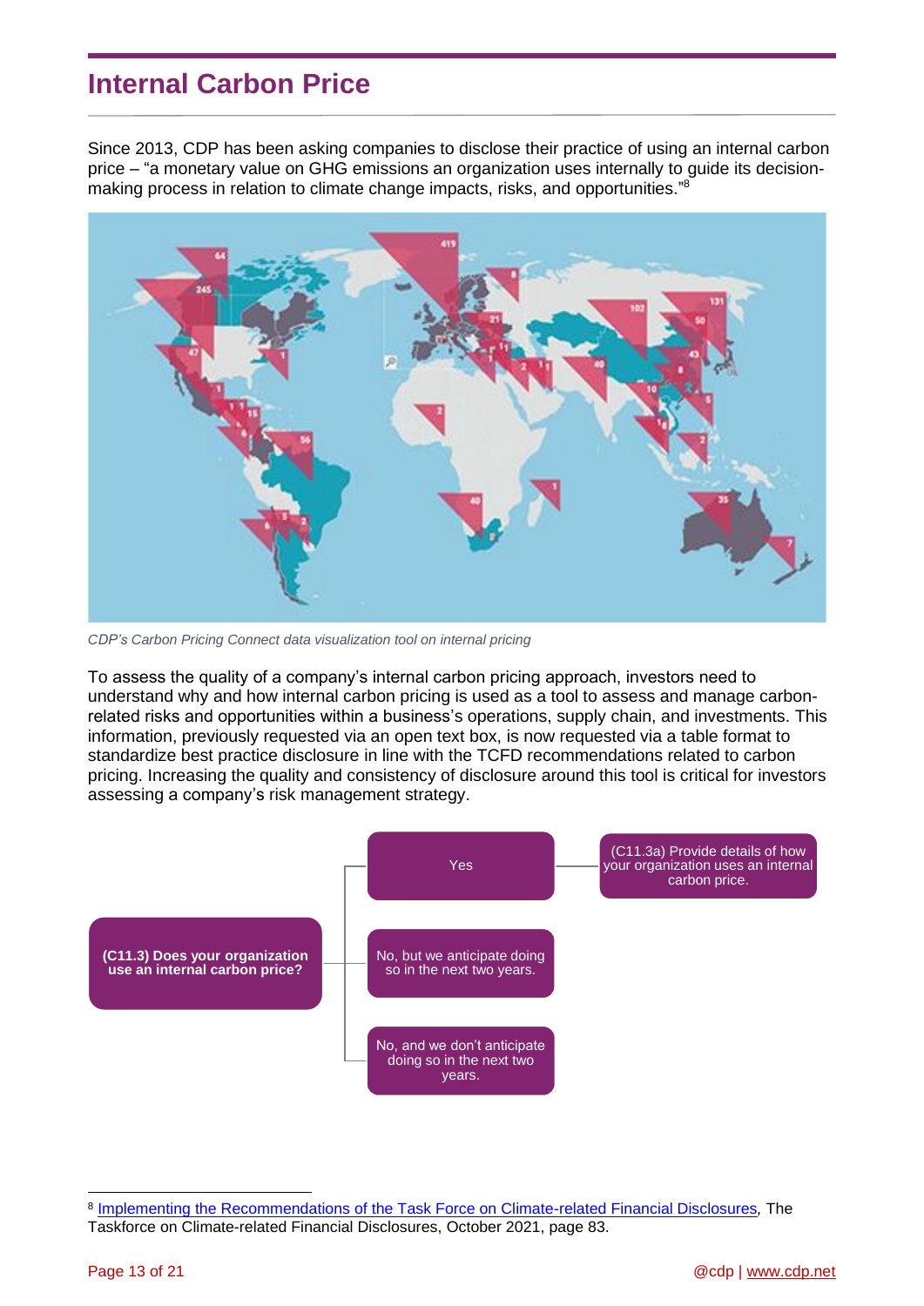# Internal Carbon Price

Since 2013, CDP has been asking companies to disclose their practice of using an internal carbon price – "a monetary value on GHG emissions an organization uses internally to guide its decision-making process in relation to climate change impacts, risks, and opportunities."[8]

*CDP's Carbon Pricing Connect data visualization tool on internal pricing*

To assess the quality of a company's internal carbon pricing approach, investors need to understand why and how internal carbon pricing is used as a tool to assess and manage carbon-related risks and opportunities within a business's operations, supply chain, and investments. This information, previously requested via an open text box, is now requested via a table format to standardize best practice disclosure in line with the TCFD recommendations related to carbon pricing. Increasing the quality and consistency of disclosure around this tool is critical for investors assessing a company's risk management strategy.

**(C11.3) Does your organization use an internal carbon price?**

- Yes → (C11.3a) Provide details of how your organization uses an internal carbon price.
- No, but we anticipate doing so in the next two years.
- No, and we don't anticipate doing so in the next two years.

[8] Implementing the Recommendations of the Task Force on Climate-related Financial Disclosures, The Taskforce on Climate-related Financial Disclosures, October 2021, page 83.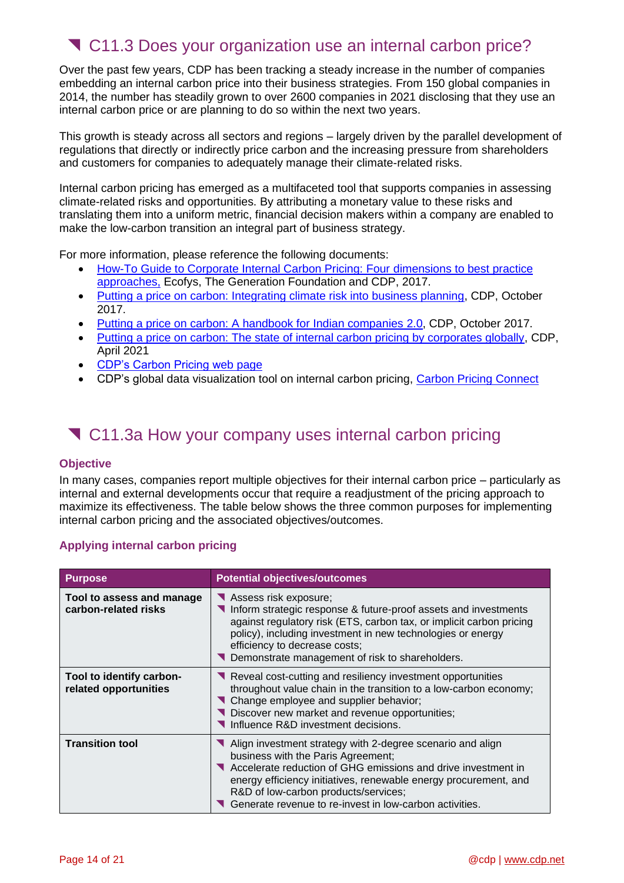## C11.3 Does your organization use an internal carbon price?

Over the past few years, CDP has been tracking a steady increase in the number of companies embedding an internal carbon price into their business strategies. From 150 global companies in 2014, the number has steadily grown to over 2600 companies in 2021 disclosing that they use an internal carbon price or are planning to do so within the next two years.

This growth is steady across all sectors and regions – largely driven by the parallel development of regulations that directly or indirectly price carbon and the increasing pressure from shareholders and customers for companies to adequately manage their climate-related risks.

Internal carbon pricing has emerged as a multifaceted tool that supports companies in assessing climate-related risks and opportunities. By attributing a monetary value to these risks and translating them into a uniform metric, financial decision makers within a company are enabled to make the low-carbon transition an integral part of business strategy.

For more information, please reference the following documents:

- How-To Guide to Corporate Internal Carbon Pricing: Four dimensions to best practice approaches, Ecofys, The Generation Foundation and CDP, 2017.
- Putting a price on carbon: Integrating climate risk into business planning, CDP, October 2017.
- Putting a price on carbon: A handbook for Indian companies 2.0, CDP, October 2017.
- Putting a price on carbon: The state of internal carbon pricing by corporates globally, CDP, April 2021
- CDP's Carbon Pricing web page
- CDP's global data visualization tool on internal carbon pricing, Carbon Pricing Connect

## C11.3a How your company uses internal carbon pricing

### Objective

In many cases, companies report multiple objectives for their internal carbon price – particularly as internal and external developments occur that require a readjustment of the pricing approach to maximize its effectiveness. The table below shows the three common purposes for implementing internal carbon pricing and the associated objectives/outcomes.

### Applying internal carbon pricing

| Purpose | Potential objectives/outcomes |
|---|---|
| **Tool to assess and manage carbon-related risks** | Assess risk exposure;<br>Inform strategic response & future-proof assets and investments against regulatory risk (ETS, carbon tax, or implicit carbon pricing policy), including investment in new technologies or energy efficiency to decrease costs;<br>Demonstrate management of risk to shareholders. |
| **Tool to identify carbon-related opportunities** | Reveal cost-cutting and resiliency investment opportunities throughout value chain in the transition to a low-carbon economy;<br>Change employee and supplier behavior;<br>Discover new market and revenue opportunities;<br>Influence R&D investment decisions. |
| **Transition tool** | Align investment strategy with 2-degree scenario and align business with the Paris Agreement;<br>Accelerate reduction of GHG emissions and drive investment in energy efficiency initiatives, renewable energy procurement, and R&D of low-carbon products/services;<br>Generate revenue to re-invest in low-carbon activities. |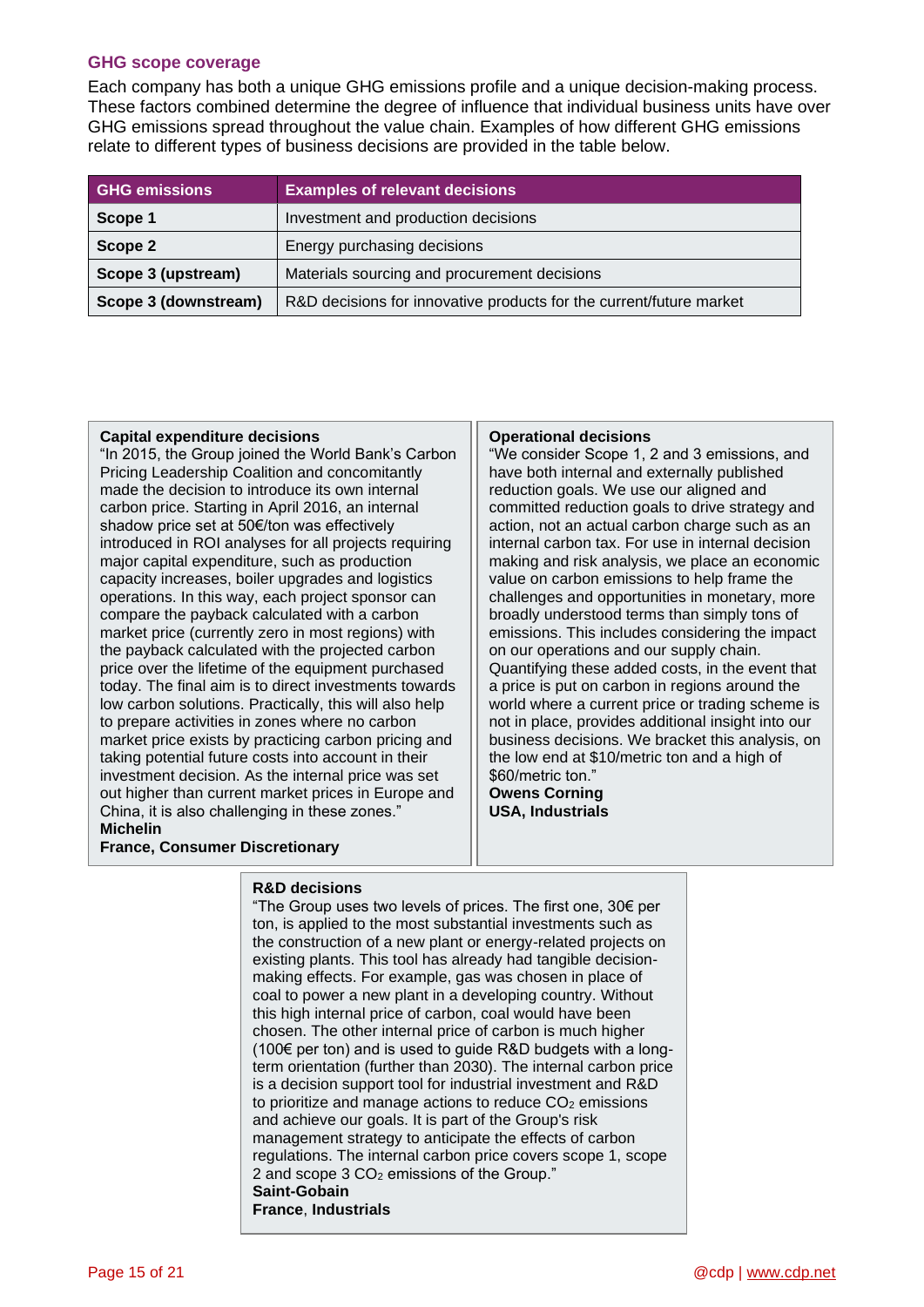### GHG scope coverage

Each company has both a unique GHG emissions profile and a unique decision-making process. These factors combined determine the degree of influence that individual business units have over GHG emissions spread throughout the value chain. Examples of how different GHG emissions relate to different types of business decisions are provided in the table below.

| GHG emissions | Examples of relevant decisions |
|---|---|
| **Scope 1** | Investment and production decisions |
| **Scope 2** | Energy purchasing decisions |
| **Scope 3 (upstream)** | Materials sourcing and procurement decisions |
| **Scope 3 (downstream)** | R&D decisions for innovative products for the current/future market |

**Capital expenditure decisions**

"In 2015, the Group joined the World Bank's Carbon Pricing Leadership Coalition and concomitantly made the decision to introduce its own internal carbon price. Starting in April 2016, an internal shadow price set at 50€/ton was effectively introduced in ROI analyses for all projects requiring major capital expenditure, such as production capacity increases, boiler upgrades and logistics operations. In this way, each project sponsor can compare the payback calculated with a carbon market price (currently zero in most regions) with the payback calculated with the projected carbon price over the lifetime of the equipment purchased today. The final aim is to direct investments towards low carbon solutions. Practically, this will also help to prepare activities in zones where no carbon market price exists by practicing carbon pricing and taking potential future costs into account in their investment decision. As the internal price was set out higher than current market prices in Europe and China, it is also challenging in these zones."

**Michelin**
**France, Consumer Discretionary**

**Operational decisions**

"We consider Scope 1, 2 and 3 emissions, and have both internal and externally published reduction goals. We use our aligned and committed reduction goals to drive strategy and action, not an actual carbon charge such as an internal carbon tax. For use in internal decision making and risk analysis, we place an economic value on carbon emissions to help frame the challenges and opportunities in monetary, more broadly understood terms than simply tons of emissions. This includes considering the impact on our operations and our supply chain. Quantifying these added costs, in the event that a price is put on carbon in regions around the world where a current price or trading scheme is not in place, provides additional insight into our business decisions. We bracket this analysis, on the low end at $10/metric ton and a high of $60/metric ton."

**Owens Corning**
**USA, Industrials**

**R&D decisions**

"The Group uses two levels of prices. The first one, 30€ per ton, is applied to the most substantial investments such as the construction of a new plant or energy-related projects on existing plants. This tool has already had tangible decision-making effects. For example, gas was chosen in place of coal to power a new plant in a developing country. Without this high internal price of carbon, coal would have been chosen. The other internal price of carbon is much higher (100€ per ton) and is used to guide R&D budgets with a long-term orientation (further than 2030). The internal carbon price is a decision support tool for industrial investment and R&D to prioritize and manage actions to reduce $CO_2$ emissions and achieve our goals. It is part of the Group's risk management strategy to anticipate the effects of carbon regulations. The internal carbon price covers scope 1, scope 2 and scope 3 $CO_2$ emissions of the Group."

**Saint-Gobain**
**France**, **Industrials**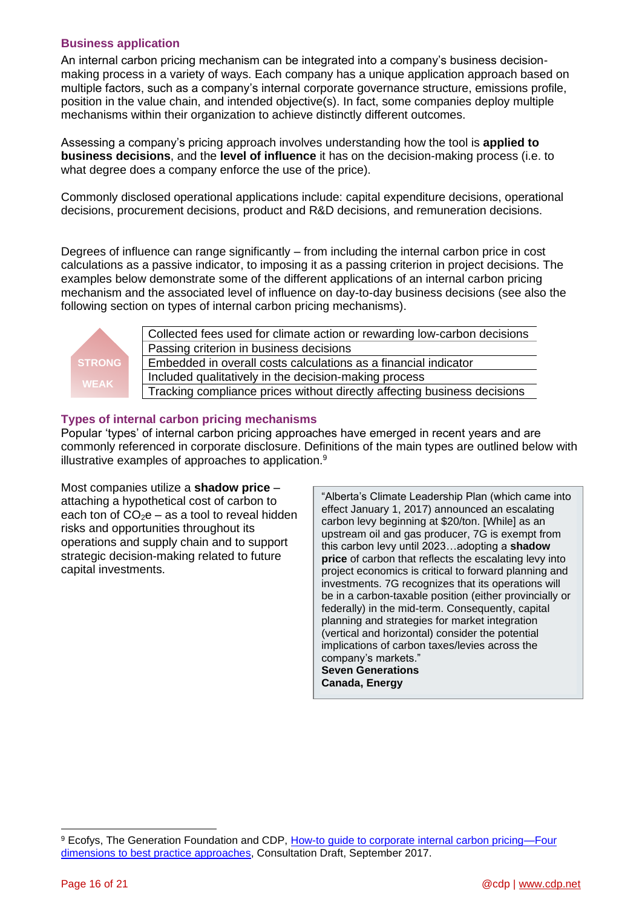### Business application

An internal carbon pricing mechanism can be integrated into a company's business decision-making process in a variety of ways. Each company has a unique application approach based on multiple factors, such as a company's internal corporate governance structure, emissions profile, position in the value chain, and intended objective(s). In fact, some companies deploy multiple mechanisms within their organization to achieve distinctly different outcomes.

Assessing a company's pricing approach involves understanding how the tool is **applied to business decisions**, and the **level of influence** it has on the decision-making process (i.e. to what degree does a company enforce the use of the price).

Commonly disclosed operational applications include: capital expenditure decisions, operational decisions, procurement decisions, product and R&D decisions, and remuneration decisions.

Degrees of influence can range significantly – from including the internal carbon price in cost calculations as a passive indicator, to imposing it as a passing criterion in project decisions. The examples below demonstrate some of the different applications of an internal carbon pricing mechanism and the associated level of influence on day-to-day business decisions (see also the following section on types of internal carbon pricing mechanisms).

| Influence | Application |
|---|---|
| STRONG | Collected fees used for climate action or rewarding low-carbon decisions |
| | Passing criterion in business decisions |
| | Embedded in overall costs calculations as a financial indicator |
| | Included qualitatively in the decision-making process |
| WEAK | Tracking compliance prices without directly affecting business decisions |

### Types of internal carbon pricing mechanisms

Popular 'types' of internal carbon pricing approaches have emerged in recent years and are commonly referenced in corporate disclosure. Definitions of the main types are outlined below with illustrative examples of approaches to application.[9]

Most companies utilize a **shadow price** – attaching a hypothetical cost of carbon to each ton of $CO_2e$ – as a tool to reveal hidden risks and opportunities throughout its operations and supply chain and to support strategic decision-making related to future capital investments.

> "Alberta's Climate Leadership Plan (which came into effect January 1, 2017) announced an escalating carbon levy beginning at $20/ton. [While] as an upstream oil and gas producer, 7G is exempt from this carbon levy until 2023…adopting a **shadow price** of carbon that reflects the escalating levy into project economics is critical to forward planning and investments. 7G recognizes that its operations will be in a carbon-taxable position (either provincially or federally) in the mid-term. Consequently, capital planning and strategies for market integration (vertical and horizontal) consider the potential implications of carbon taxes/levies across the company's markets."
>
> **Seven Generations**
> **Canada, Energy**

[9] Ecofys, The Generation Foundation and CDP, How-to guide to corporate internal carbon pricing—Four dimensions to best practice approaches, Consultation Draft, September 2017.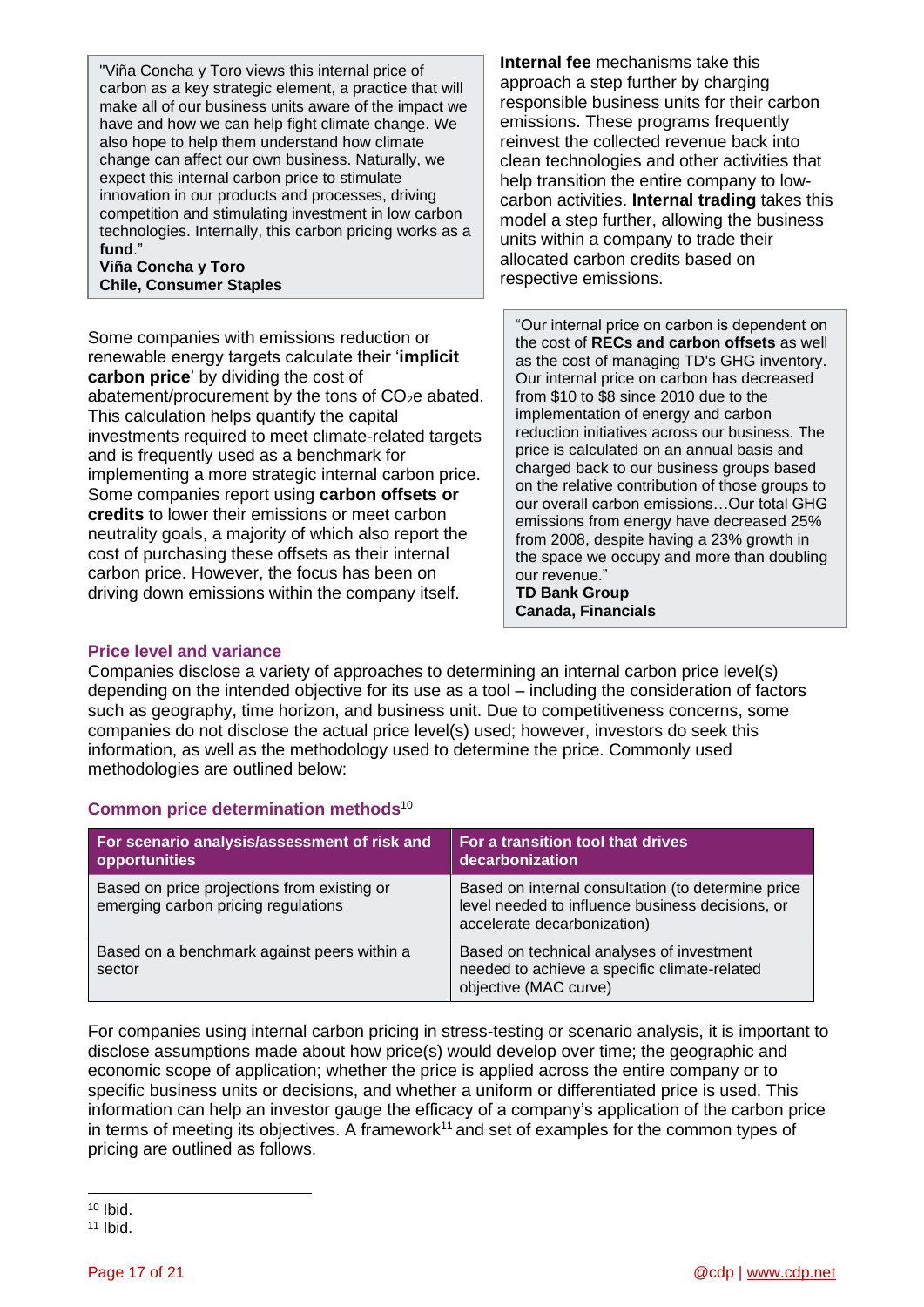> "Viña Concha y Toro views this internal price of carbon as a key strategic element, a practice that will make all of our business units aware of the impact we have and how we can help fight climate change. We also hope to help them understand how climate change can affect our own business. Naturally, we expect this internal carbon price to stimulate innovation in our products and processes, driving competition and stimulating investment in low carbon technologies. Internally, this carbon pricing works as a **fund**."
> **Viña Concha y Toro**
> **Chile, Consumer Staples**

Some companies with emissions reduction or renewable energy targets calculate their '**implicit carbon price**' by dividing the cost of abatement/procurement by the tons of $CO_2e$ abated. This calculation helps quantify the capital investments required to meet climate-related targets and is frequently used as a benchmark for implementing a more strategic internal carbon price. Some companies report using **carbon offsets or credits** to lower their emissions or meet carbon neutrality goals, a majority of which also report the cost of purchasing these offsets as their internal carbon price. However, the focus has been on driving down emissions within the company itself.

**Internal fee** mechanisms take this approach a step further by charging responsible business units for their carbon emissions. These programs frequently reinvest the collected revenue back into clean technologies and other activities that help transition the entire company to low-carbon activities. **Internal trading** takes this model a step further, allowing the business units within a company to trade their allocated carbon credits based on respective emissions.

> "Our internal price on carbon is dependent on the cost of **RECs and carbon offsets** as well as the cost of managing TD's GHG inventory. Our internal price on carbon has decreased from $10 to $8 since 2010 due to the implementation of energy and carbon reduction initiatives across our business. The price is calculated on an annual basis and charged back to our business groups based on the relative contribution of those groups to our overall carbon emissions…Our total GHG emissions from energy have decreased 25% from 2008, despite having a 23% growth in the space we occupy and more than doubling our revenue."
> **TD Bank Group**
> **Canada, Financials**

### Price level and variance

Companies disclose a variety of approaches to determining an internal carbon price level(s) depending on the intended objective for its use as a tool – including the consideration of factors such as geography, time horizon, and business unit. Due to competitiveness concerns, some companies do not disclose the actual price level(s) used; however, investors do seek this information, as well as the methodology used to determine the price. Commonly used methodologies are outlined below:

### Common price determination methods[10]

| For scenario analysis/assessment of risk and opportunities | For a transition tool that drives decarbonization |
| --- | --- |
| Based on price projections from existing or emerging carbon pricing regulations | Based on internal consultation (to determine price level needed to influence business decisions, or accelerate decarbonization) |
| Based on a benchmark against peers within a sector | Based on technical analyses of investment needed to achieve a specific climate-related objective (MAC curve) |

For companies using internal carbon pricing in stress-testing or scenario analysis, it is important to disclose assumptions made about how price(s) would develop over time; the geographic and economic scope of application; whether the price is applied across the entire company or to specific business units or decisions, and whether a uniform or differentiated price is used. This information can help an investor gauge the efficacy of a company's application of the carbon price in terms of meeting its objectives. A framework[11] and set of examples for the common types of pricing are outlined as follows.

[10] Ibid.
[11] Ibid.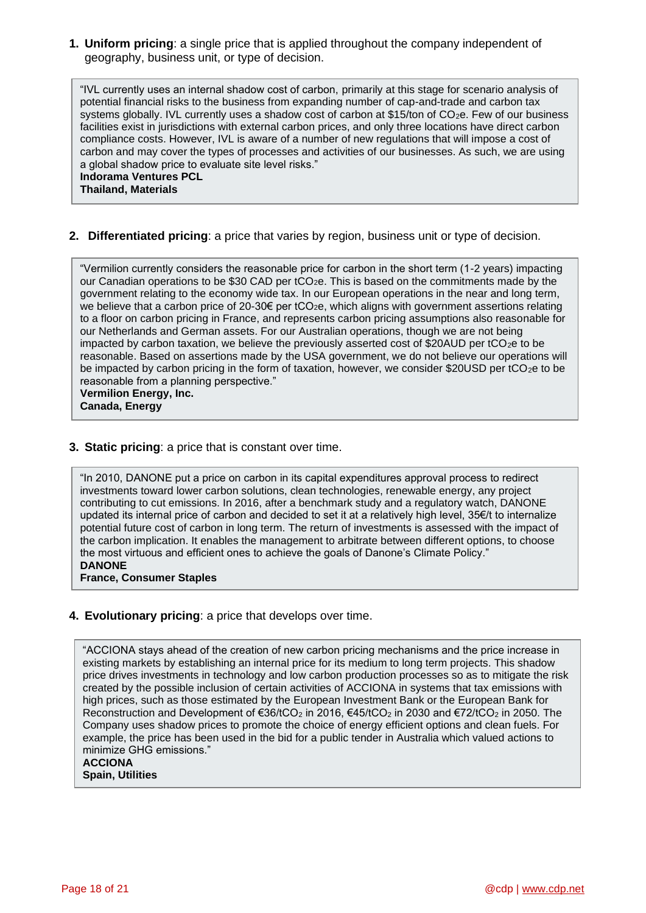1. **Uniform pricing**: a single price that is applied throughout the company independent of geography, business unit, or type of decision.

> "IVL currently uses an internal shadow cost of carbon, primarily at this stage for scenario analysis of potential financial risks to the business from expanding number of cap-and-trade and carbon tax systems globally. IVL currently uses a shadow cost of carbon at $15/ton of $CO_2$e. Few of our business facilities exist in jurisdictions with external carbon prices, and only three locations have direct carbon compliance costs. However, IVL is aware of a number of new regulations that will impose a cost of carbon and may cover the types of processes and activities of our businesses. As such, we are using a global shadow price to evaluate site level risks."
> **Indorama Ventures PCL**
> **Thailand, Materials**

2. **Differentiated pricing**: a price that varies by region, business unit or type of decision.

> "Vermilion currently considers the reasonable price for carbon in the short term (1-2 years) impacting our Canadian operations to be $30 CAD per $tCO_2$e. This is based on the commitments made by the government relating to the economy wide tax. In our European operations in the near and long term, we believe that a carbon price of 20-30€ per $tCO_2$e, which aligns with government assertions relating to a floor on carbon pricing in France, and represents carbon pricing assumptions also reasonable for our Netherlands and German assets. For our Australian operations, though we are not being impacted by carbon taxation, we believe the previously asserted cost of $20AUD per $tCO_2$e to be reasonable. Based on assertions made by the USA government, we do not believe our operations will be impacted by carbon pricing in the form of taxation, however, we consider $20USD per $tCO_2$e to be reasonable from a planning perspective."
> **Vermilion Energy, Inc.**
> **Canada, Energy**

3. **Static pricing**: a price that is constant over time.

> "In 2010, DANONE put a price on carbon in its capital expenditures approval process to redirect investments toward lower carbon solutions, clean technologies, renewable energy, any project contributing to cut emissions. In 2016, after a benchmark study and a regulatory watch, DANONE updated its internal price of carbon and decided to set it at a relatively high level, 35€/t to internalize potential future cost of carbon in long term. The return of investments is assessed with the impact of the carbon implication. It enables the management to arbitrate between different options, to choose the most virtuous and efficient ones to achieve the goals of Danone's Climate Policy."
> **DANONE**
> **France, Consumer Staples**

4. **Evolutionary pricing**: a price that develops over time.

> "ACCIONA stays ahead of the creation of new carbon pricing mechanisms and the price increase in existing markets by establishing an internal price for its medium to long term projects. This shadow price drives investments in technology and low carbon production processes so as to mitigate the risk created by the possible inclusion of certain activities of ACCIONA in systems that tax emissions with high prices, such as those estimated by the European Investment Bank or the European Bank for Reconstruction and Development of €36/$tCO_2$ in 2016, €45/$tCO_2$ in 2030 and €72/$tCO_2$ in 2050. The Company uses shadow prices to promote the choice of energy efficient options and clean fuels. For example, the price has been used in the bid for a public tender in Australia which valued actions to minimize GHG emissions."
> **ACCIONA**
> **Spain, Utilities**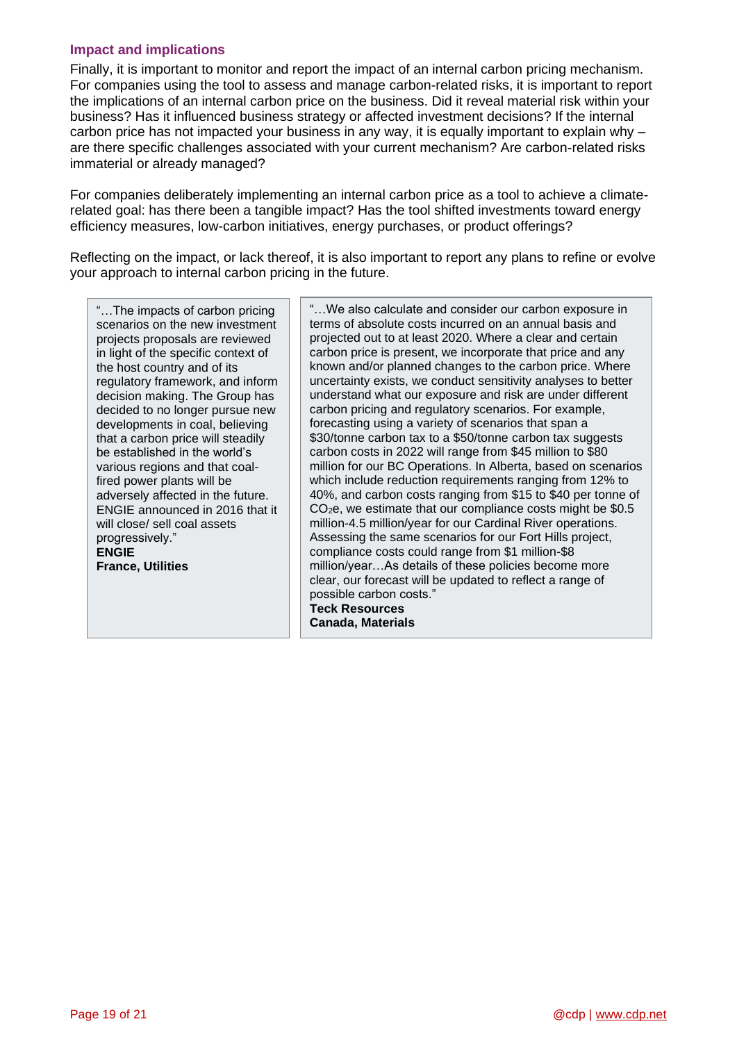### Impact and implications

Finally, it is important to monitor and report the impact of an internal carbon pricing mechanism. For companies using the tool to assess and manage carbon-related risks, it is important to report the implications of an internal carbon price on the business. Did it reveal material risk within your business? Has it influenced business strategy or affected investment decisions? If the internal carbon price has not impacted your business in any way, it is equally important to explain why – are there specific challenges associated with your current mechanism? Are carbon-related risks immaterial or already managed?

For companies deliberately implementing an internal carbon price as a tool to achieve a climate-related goal: has there been a tangible impact? Has the tool shifted investments toward energy efficiency measures, low-carbon initiatives, energy purchases, or product offerings?

Reflecting on the impact, or lack thereof, it is also important to report any plans to refine or evolve your approach to internal carbon pricing in the future.

> "…The impacts of carbon pricing scenarios on the new investment projects proposals are reviewed in light of the specific context of the host country and of its regulatory framework, and inform decision making. The Group has decided to no longer pursue new developments in coal, believing that a carbon price will steadily be established in the world's various regions and that coal-fired power plants will be adversely affected in the future. ENGIE announced in 2016 that it will close/ sell coal assets progressively."
>
> **ENGIE**
> **France, Utilities**

> "…We also calculate and consider our carbon exposure in terms of absolute costs incurred on an annual basis and projected out to at least 2020. Where a clear and certain carbon price is present, we incorporate that price and any known and/or planned changes to the carbon price. Where uncertainty exists, we conduct sensitivity analyses to better understand what our exposure and risk are under different carbon pricing and regulatory scenarios. For example, forecasting using a variety of scenarios that span a $30/tonne carbon tax to a $50/tonne carbon tax suggests carbon costs in 2022 will range from $45 million to $80 million for our BC Operations. In Alberta, based on scenarios which include reduction requirements ranging from 12% to 40%, and carbon costs ranging from $15 to $40 per tonne of $CO_2e$, we estimate that our compliance costs might be $0.5 million-4.5 million/year for our Cardinal River operations. Assessing the same scenarios for our Fort Hills project, compliance costs could range from $1 million-$8 million/year…As details of these policies become more clear, our forecast will be updated to reflect a range of possible carbon costs."
>
> **Teck Resources**
> **Canada, Materials**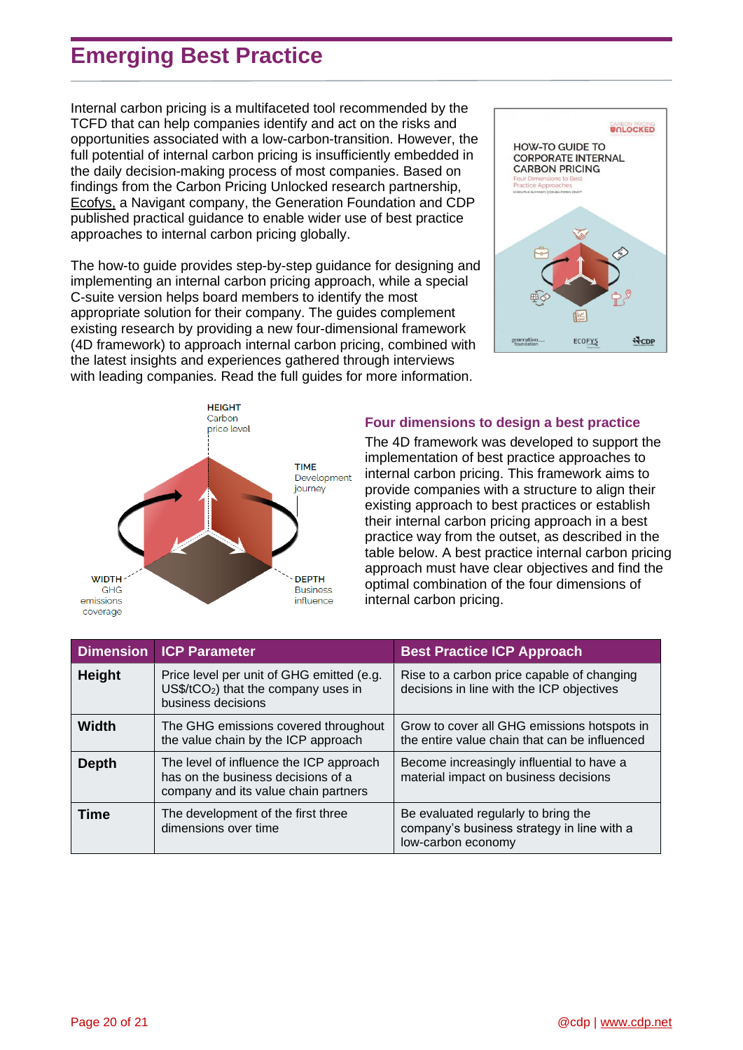# Emerging Best Practice

Internal carbon pricing is a multifaceted tool recommended by the TCFD that can help companies identify and act on the risks and opportunities associated with a low-carbon-transition. However, the full potential of internal carbon pricing is insufficiently embedded in the daily decision-making process of most companies. Based on findings from the Carbon Pricing Unlocked research partnership, Ecofys, a Navigant company, the Generation Foundation and CDP published practical guidance to enable wider use of best practice approaches to internal carbon pricing globally.

The how-to guide provides step-by-step guidance for designing and implementing an internal carbon pricing approach, while a special C-suite version helps board members to identify the most appropriate solution for their company. The guides complement existing research by providing a new four-dimensional framework (4D framework) to approach internal carbon pricing, combined with the latest insights and experiences gathered through interviews with leading companies. Read the full guides for more information.

HEIGHT
Carbon price level

TIME
Development journey

WIDTH
GHG emissions coverage

DEPTH
Business influence

### Four dimensions to design a best practice

The 4D framework was developed to support the implementation of best practice approaches to internal carbon pricing. This framework aims to provide companies with a structure to align their existing approach to best practices or establish their internal carbon pricing approach in a best practice way from the outset, as described in the table below. A best practice internal carbon pricing approach must have clear objectives and find the optimal combination of the four dimensions of internal carbon pricing.

| Dimension | ICP Parameter | Best Practice ICP Approach |
|---|---|---|
| **Height** | Price level per unit of GHG emitted (e.g. US$/t$CO_2$) that the company uses in business decisions | Rise to a carbon price capable of changing decisions in line with the ICP objectives |
| **Width** | The GHG emissions covered throughout the value chain by the ICP approach | Grow to cover all GHG emissions hotspots in the entire value chain that can be influenced |
| **Depth** | The level of influence the ICP approach has on the business decisions of a company and its value chain partners | Become increasingly influential to have a material impact on business decisions |
| **Time** | The development of the first three dimensions over time | Be evaluated regularly to bring the company's business strategy in line with a low-carbon economy |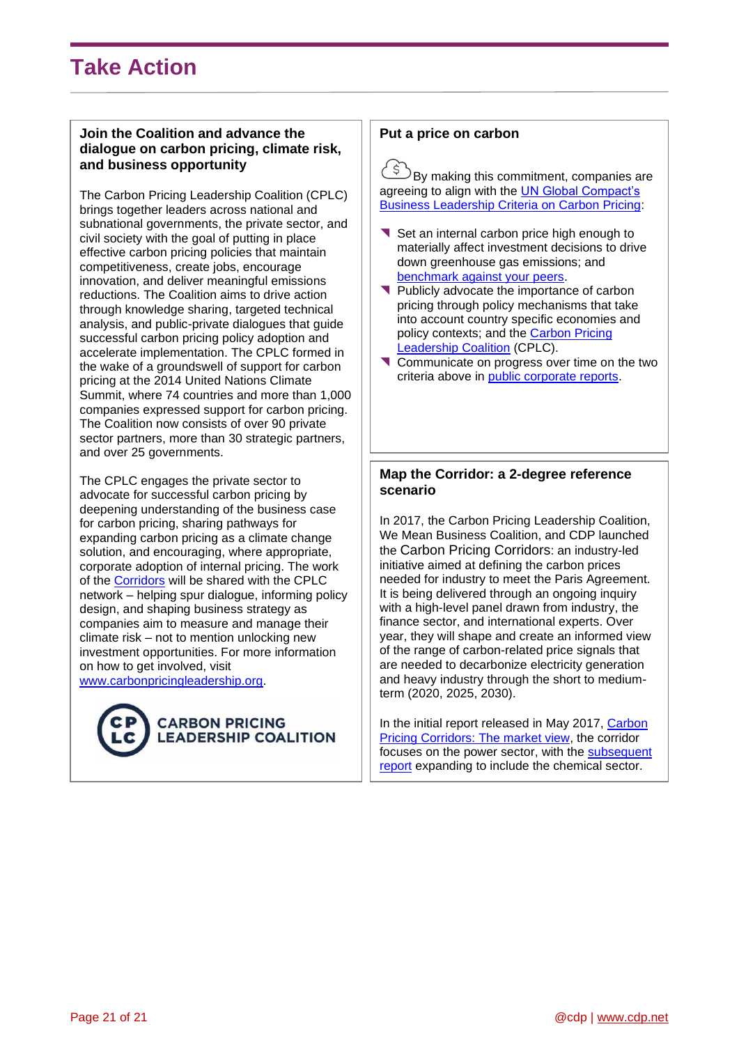# Take Action

### Join the Coalition and advance the dialogue on carbon pricing, climate risk, and business opportunity

The Carbon Pricing Leadership Coalition (CPLC) brings together leaders across national and subnational governments, the private sector, and civil society with the goal of putting in place effective carbon pricing policies that maintain competitiveness, create jobs, encourage innovation, and deliver meaningful emissions reductions. The Coalition aims to drive action through knowledge sharing, targeted technical analysis, and public-private dialogues that guide successful carbon pricing policy adoption and accelerate implementation. The CPLC formed in the wake of a groundswell of support for carbon pricing at the 2014 United Nations Climate Summit, where 74 countries and more than 1,000 companies expressed support for carbon pricing. The Coalition now consists of over 90 private sector partners, more than 30 strategic partners, and over 25 governments.

The CPLC engages the private sector to advocate for successful carbon pricing by deepening understanding of the business case for carbon pricing, sharing pathways for expanding carbon pricing as a climate change solution, and encouraging, where appropriate, corporate adoption of internal pricing. The work of the Corridors will be shared with the CPLC network – helping spur dialogue, informing policy design, and shaping business strategy as companies aim to measure and manage their climate risk – not to mention unlocking new investment opportunities. For more information on how to get involved, visit www.carbonpricingleadership.org.

CARBON PRICING LEADERSHIP COALITION

### Put a price on carbon

By making this commitment, companies are agreeing to align with the UN Global Compact's Business Leadership Criteria on Carbon Pricing:

- Set an internal carbon price high enough to materially affect investment decisions to drive down greenhouse gas emissions; and benchmark against your peers.
- Publicly advocate the importance of carbon pricing through policy mechanisms that take into account country specific economies and policy contexts; and the Carbon Pricing Leadership Coalition (CPLC).
- Communicate on progress over time on the two criteria above in public corporate reports.

### Map the Corridor: a 2-degree reference scenario

In 2017, the Carbon Pricing Leadership Coalition, We Mean Business Coalition, and CDP launched the Carbon Pricing Corridors: an industry-led initiative aimed at defining the carbon prices needed for industry to meet the Paris Agreement. It is being delivered through an ongoing inquiry with a high-level panel drawn from industry, the finance sector, and international experts. Over year, they will shape and create an informed view of the range of carbon-related price signals that are needed to decarbonize electricity generation and heavy industry through the short to medium-term (2020, 2025, 2030).

In the initial report released in May 2017, Carbon Pricing Corridors: The market view, the corridor focuses on the power sector, with the subsequent report expanding to include the chemical sector.